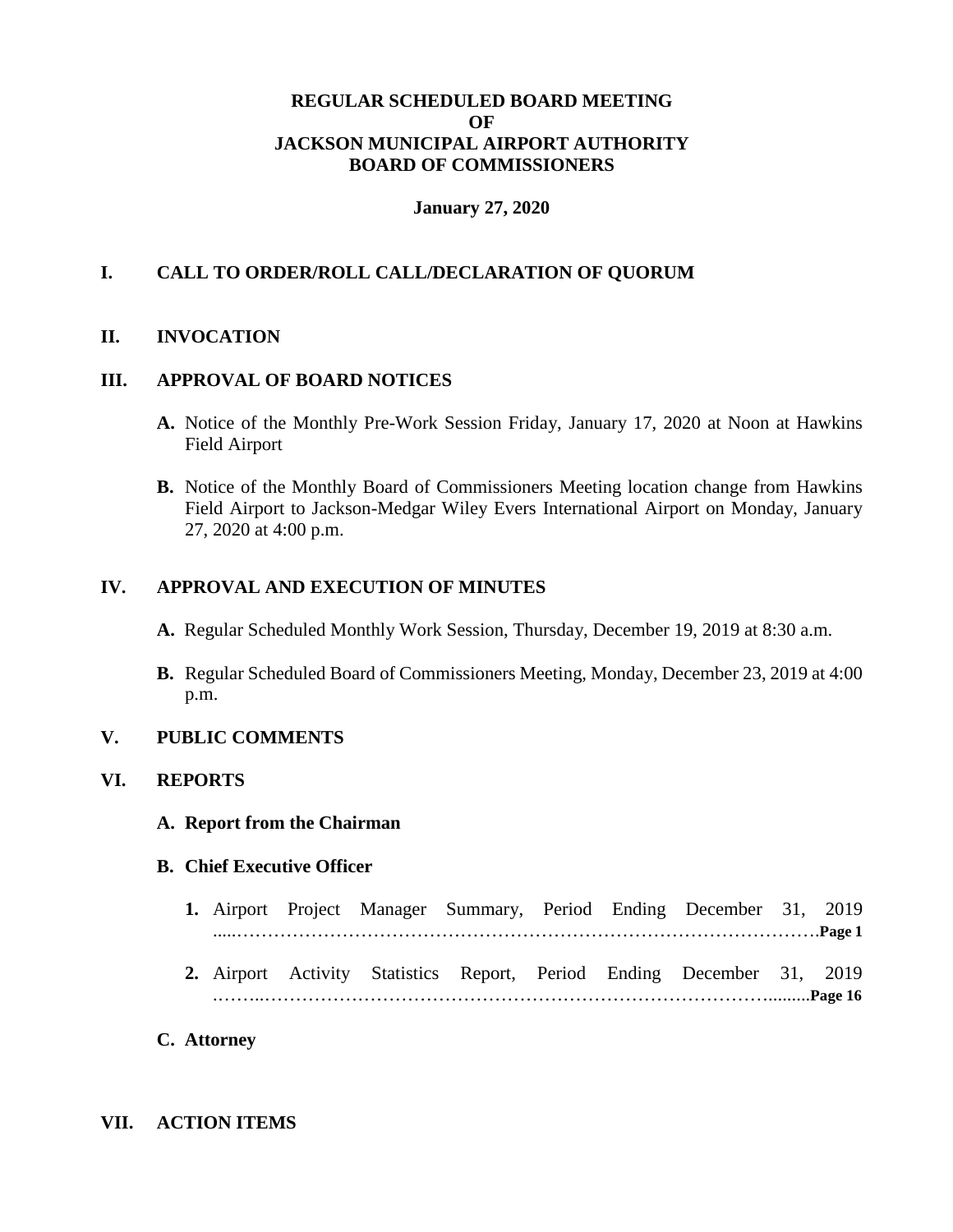**REGULAR SCHEDULED BOARD MEETING**
**OF**
**JACKSON MUNICIPAL AIRPORT AUTHORITY**
**BOARD OF COMMISSIONERS**

**January 27, 2020**

## I. CALL TO ORDER/ROLL CALL/DECLARATION OF QUORUM

## II. INVOCATION

## III. APPROVAL OF BOARD NOTICES

**A.** Notice of the Monthly Pre-Work Session Friday, January 17, 2020 at Noon at Hawkins Field Airport

**B.** Notice of the Monthly Board of Commissioners Meeting location change from Hawkins Field Airport to Jackson-Medgar Wiley Evers International Airport on Monday, January 27, 2020 at 4:00 p.m.

## IV. APPROVAL AND EXECUTION OF MINUTES

**A.** Regular Scheduled Monthly Work Session, Thursday, December 19, 2019 at 8:30 a.m.

**B.** Regular Scheduled Board of Commissioners Meeting, Monday, December 23, 2019 at 4:00 p.m.

## V. PUBLIC COMMENTS

## VI. REPORTS

### A. Report from the Chairman

### B. Chief Executive Officer

1. Airport Project Manager Summary, Period Ending December 31, 2019 …………………………………………………………………………………….**Page 1**

2. Airport Activity Statistics Report, Period Ending December 31, 2019 ……………………………………………………………………………………**Page 16**

### C. Attorney

## VII. ACTION ITEMS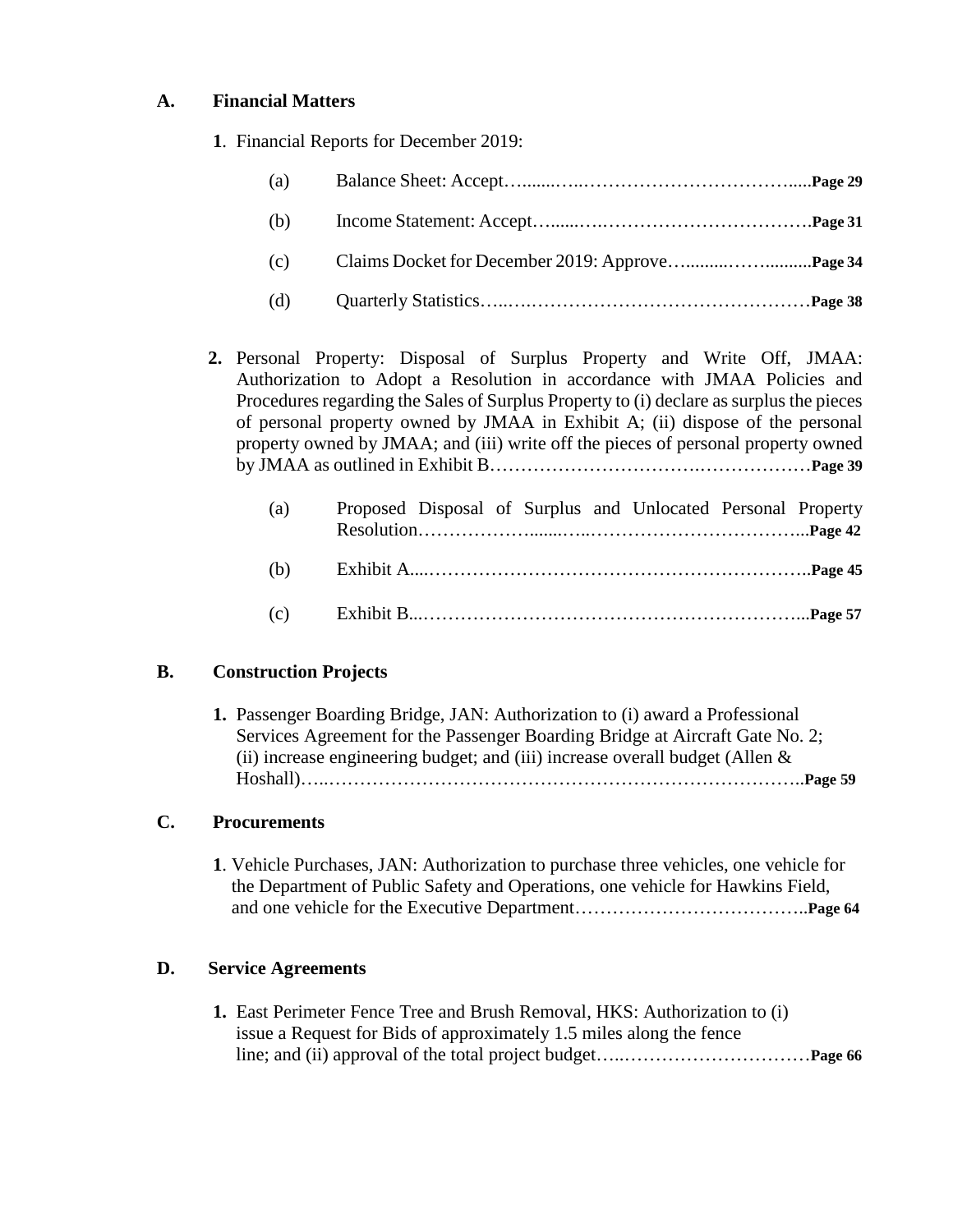**A. Financial Matters**

**1**. Financial Reports for December 2019:

(a) Balance Sheet: Accept…......…..…………………………….....**Page 29**

(b) Income Statement: Accept…......….…………………………….**Page 31**

(c) Claims Docket for December 2019: Approve….........……..........**Page 34**

(d) Quarterly Statistics…..….………………………………………**Page 38**

**2.** Personal Property: Disposal of Surplus Property and Write Off, JMAA: Authorization to Adopt a Resolution in accordance with JMAA Policies and Procedures regarding the Sales of Surplus Property to (i) declare as surplus the pieces of personal property owned by JMAA in Exhibit A; (ii) dispose of the personal property owned by JMAA; and (iii) write off the pieces of personal property owned by JMAA as outlined in Exhibit B…………………………….……………**Page 39**

(a) Proposed Disposal of Surplus and Unlocated Personal Property Resolution……………….......…..……………………………...**Page 42**

(b) Exhibit A....…………………………………………………….**Page 45**

(c) Exhibit B...……………………………………………………...**Page 57**

**B. Construction Projects**

**1.** Passenger Boarding Bridge, JAN: Authorization to (i) award a Professional Services Agreement for the Passenger Boarding Bridge at Aircraft Gate No. 2; (ii) increase engineering budget; and (iii) increase overall budget (Allen & Hoshall)…..………………………………………………………………..**Page 59**

**C. Procurements**

**1**. Vehicle Purchases, JAN: Authorization to purchase three vehicles, one vehicle for the Department of Public Safety and Operations, one vehicle for Hawkins Field, and one vehicle for the Executive Department………………………………..**Page 64**

**D. Service Agreements**

**1.** East Perimeter Fence Tree and Brush Removal, HKS: Authorization to (i) issue a Request for Bids of approximately 1.5 miles along the fence line; and (ii) approval of the total project budget…..…………………………**Page 66**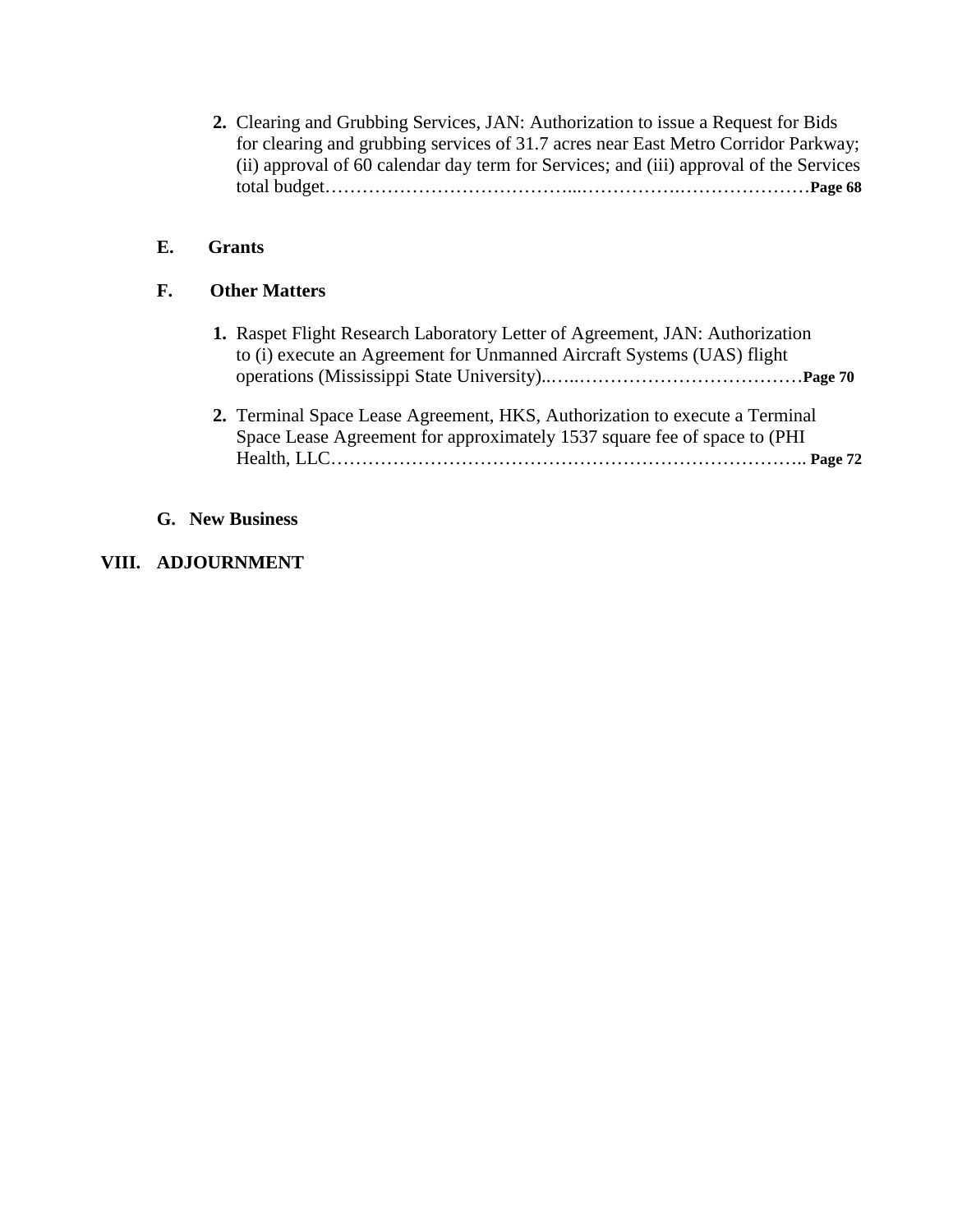2. Clearing and Grubbing Services, JAN: Authorization to issue a Request for Bids for clearing and grubbing services of 31.7 acres near East Metro Corridor Parkway; (ii) approval of 60 calendar day term for Services; and (iii) approval of the Services total budget……………………………………...……………….…………………**Page 68**

**E. Grants**

**F. Other Matters**

1. Raspet Flight Research Laboratory Letter of Agreement, JAN: Authorization to (i) execute an Agreement for Unmanned Aircraft Systems (UAS) flight operations (Mississippi State University)..…..………………………………**Page 70**

2. Terminal Space Lease Agreement, HKS, Authorization to execute a Terminal Space Lease Agreement for approximately 1537 square fee of space to (PHI Health, LLC………………………………………………………………….. **Page 72**

**G. New Business**

**VIII. ADJOURNMENT**